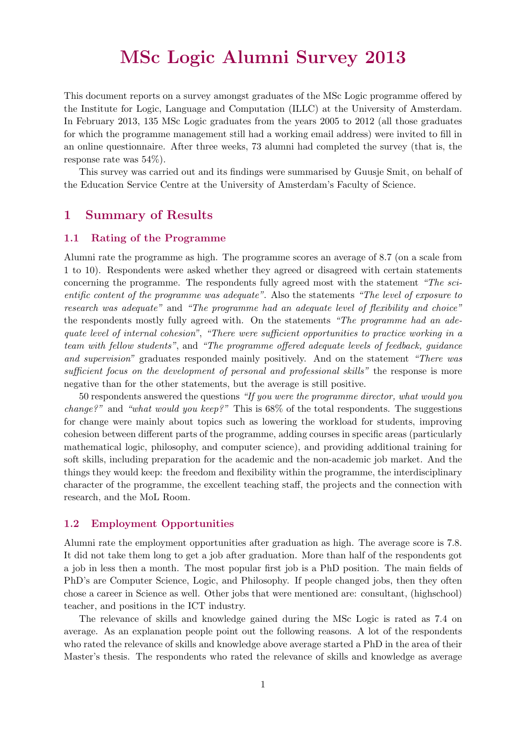# MSc Logic Alumni Survey 2013

This document reports on a survey amongst graduates of the MSc Logic programme offered by the Institute for Logic, Language and Computation (ILLC) at the University of Amsterdam. In February 2013, 135 MSc Logic graduates from the years 2005 to 2012 (all those graduates for which the programme management still had a working email address) were invited to fill in an online questionnaire. After three weeks, 73 alumni had completed the survey (that is, the response rate was 54%).

This survey was carried out and its findings were summarised by Guusje Smit, on behalf of the Education Service Centre at the University of Amsterdam's Faculty of Science.

## 1 Summary of Results

### 1.1 Rating of the Programme

Alumni rate the programme as high. The programme scores an average of 8.7 (on a scale from 1 to 10). Respondents were asked whether they agreed or disagreed with certain statements concerning the programme. The respondents fully agreed most with the statement *"The scientific content of the programme was adequate"*. Also the statements *"The level of exposure to research was adequate"* and *"The programme had an adequate level of flexibility and choice"* the respondents mostly fully agreed with. On the statements *"The programme had an adequate level of internal cohesion"*, *"There were sufficient opportunities to practice working in a team with fellow students"*, and *"The programme offered adequate levels of feedback, guidance and supervision"* graduates responded mainly positively. And on the statement *"There was sufficient focus on the development of personal and professional skills"* the response is more negative than for the other statements, but the average is still positive.

50 respondents answered the questions *"If you were the programme director, what would you change?"* and *"what would you keep?"* This is 68% of the total respondents. The suggestions for change were mainly about topics such as lowering the workload for students, improving cohesion between different parts of the programme, adding courses in specific areas (particularly mathematical logic, philosophy, and computer science), and providing additional training for soft skills, including preparation for the academic and the non-academic job market. And the things they would keep: the freedom and flexibility within the programme, the interdisciplinary character of the programme, the excellent teaching staff, the projects and the connection with research, and the MoL Room.

### 1.2 Employment Opportunities

Alumni rate the employment opportunities after graduation as high. The average score is 7.8. It did not take them long to get a job after graduation. More than half of the respondents got a job in less then a month. The most popular first job is a PhD position. The main fields of PhD's are Computer Science, Logic, and Philosophy. If people changed jobs, then they often chose a career in Science as well. Other jobs that were mentioned are: consultant, (highschool) teacher, and positions in the ICT industry.

The relevance of skills and knowledge gained during the MSc Logic is rated as 7.4 on average. As an explanation people point out the following reasons. A lot of the respondents who rated the relevance of skills and knowledge above average started a PhD in the area of their Master's thesis. The respondents who rated the relevance of skills and knowledge as average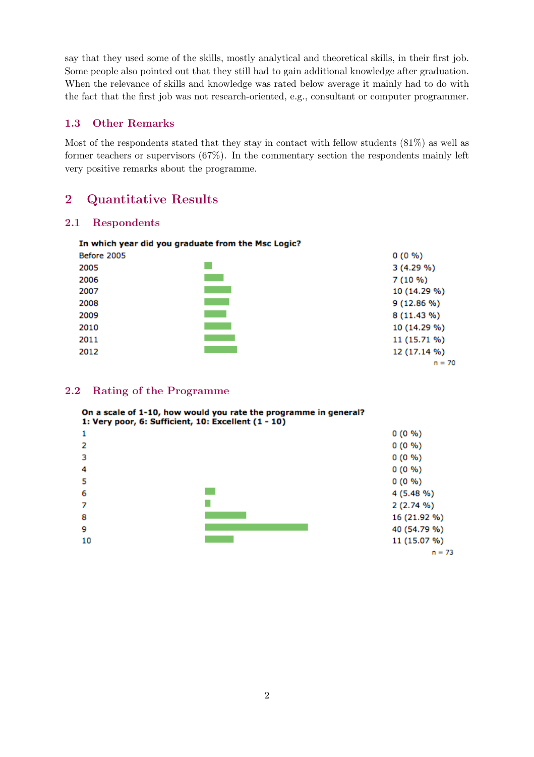say that they used some of the skills, mostly analytical and theoretical skills, in their first job. Some people also pointed out that they still had to gain additional knowledge after graduation. When the relevance of skills and knowledge was rated below average it mainly had to do with the fact that the first job was not research-oriented, e.g., consultant or computer programmer.

### 1.3 Other Remarks

Most of the respondents stated that they stay in contact with fellow students (81%) as well as former teachers or supervisors (67%). In the commentary section the respondents mainly left very positive remarks about the programme.

## 2 Quantitative Results

### 2.1 Respondents

**In which year did you graduate from the Msc Logic?**

| Year | Responses |
|---|---|
| Before 2005 | 0 (0 %) |
| 2005 | 3 (4.29 %) |
| 2006 | 7 (10 %) |
| 2007 | 10 (14.29 %) |
| 2008 | 9 (12.86 %) |
| 2009 | 8 (11.43 %) |
| 2010 | 10 (14.29 %) |
| 2011 | 11 (15.71 %) |
| 2012 | 12 (17.14 %) |

n = 70

### 2.2 Rating of the Programme

**On a scale of 1-10, how would you rate the programme in general?**
**1: Very poor, 6: Sufficient, 10: Excellent (1 - 10)**

| Rating | Responses |
|---|---|
| 1 | 0 (0 %) |
| 2 | 0 (0 %) |
| 3 | 0 (0 %) |
| 4 | 0 (0 %) |
| 5 | 0 (0 %) |
| 6 | 4 (5.48 %) |
| 7 | 2 (2.74 %) |
| 8 | 16 (21.92 %) |
| 9 | 40 (54.79 %) |
| 10 | 11 (15.07 %) |

n = 73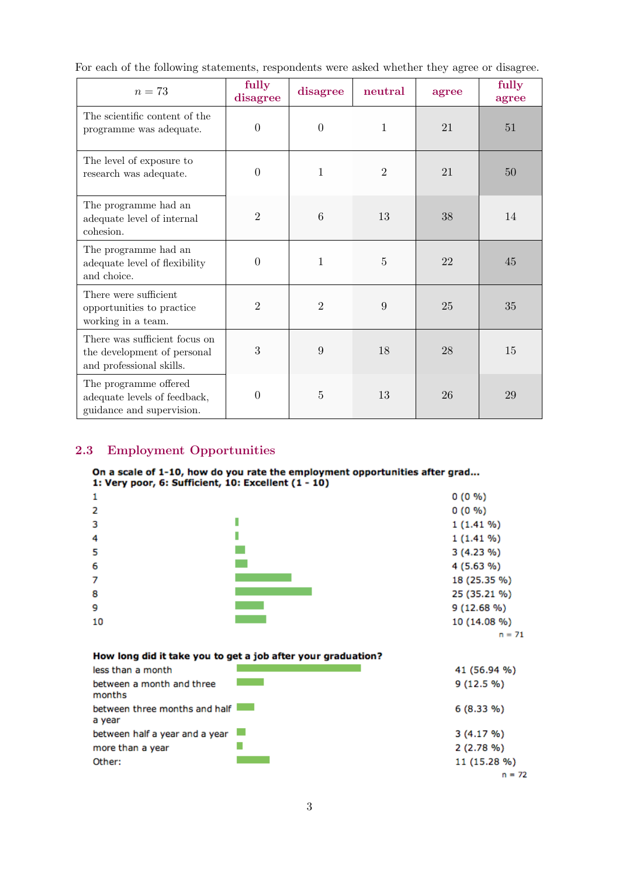For each of the following statements, respondents were asked whether they agree or disagree.

| $n = 73$ | fully disagree | disagree | neutral | agree | fully agree |
|---|---|---|---|---|---|
| The scientific content of the programme was adequate. | 0 | 0 | 1 | 21 | 51 |
| The level of exposure to research was adequate. | 0 | 1 | 2 | 21 | 50 |
| The programme had an adequate level of internal cohesion. | 2 | 6 | 13 | 38 | 14 |
| The programme had an adequate level of flexibility and choice. | 0 | 1 | 5 | 22 | 45 |
| There were sufficient opportunities to practice working in a team. | 2 | 2 | 9 | 25 | 35 |
| There was sufficient focus on the development of personal and professional skills. | 3 | 9 | 18 | 28 | 15 |
| The programme offered adequate levels of feedback, guidance and supervision. | 0 | 5 | 13 | 26 | 29 |

## 2.3 Employment Opportunities

**On a scale of 1-10, how do you rate the employment opportunities after grad...**
**1: Very poor, 6: Sufficient, 10: Excellent (1 - 10)**

| Rating | Responses |
|---|---|
| 1 | 0 (0 %) |
| 2 | 0 (0 %) |
| 3 | 1 (1.41 %) |
| 4 | 1 (1.41 %) |
| 5 | 3 (4.23 %) |
| 6 | 4 (5.63 %) |
| 7 | 18 (25.35 %) |
| 8 | 25 (35.21 %) |
| 9 | 9 (12.68 %) |
| 10 | 10 (14.08 %) |

n = 71

**How long did it take you to get a job after your graduation?**

| Answer | Responses |
|---|---|
| less than a month | 41 (56.94 %) |
| between a month and three months | 9 (12.5 %) |
| between three months and half a year | 6 (8.33 %) |
| between half a year and a year | 3 (4.17 %) |
| more than a year | 2 (2.78 %) |
| Other: | 11 (15.28 %) |

n = 72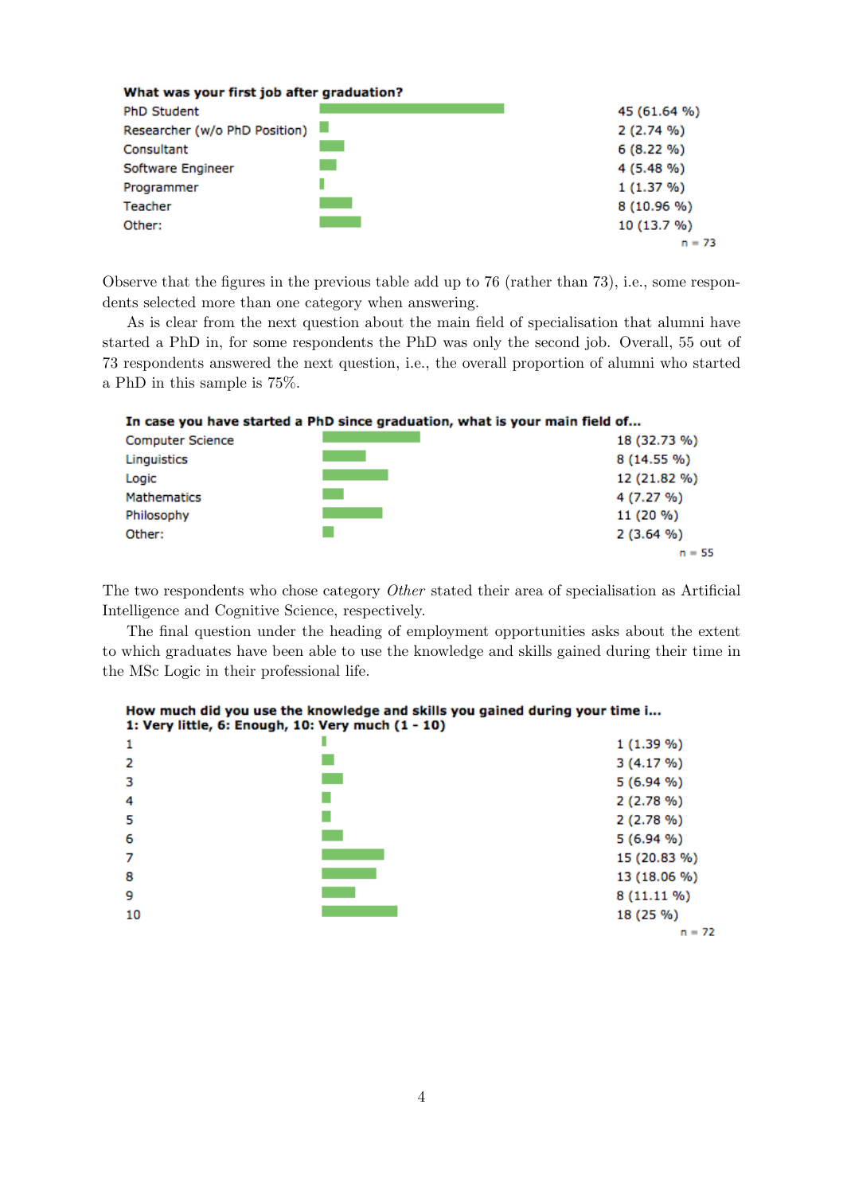**What was your first job after graduation?**

PhD Student 45 (61.64 %)
Researcher (w/o PhD Position) 2 (2.74 %)
Consultant 6 (8.22 %)
Software Engineer 4 (5.48 %)
Programmer 1 (1.37 %)
Teacher 8 (10.96 %)
Other: 10 (13.7 %)
n = 73

Observe that the figures in the previous table add up to 76 (rather than 73), i.e., some respondents selected more than one category when answering.

As is clear from the next question about the main field of specialisation that alumni have started a PhD in, for some respondents the PhD was only the second job. Overall, 55 out of 73 respondents answered the next question, i.e., the overall proportion of alumni who started a PhD in this sample is 75%.

**In case you have started a PhD since graduation, what is your main field of...**

Computer Science 18 (32.73 %)
Linguistics 8 (14.55 %)
Logic 12 (21.82 %)
Mathematics 4 (7.27 %)
Philosophy 11 (20 %)
Other: 2 (3.64 %)
n = 55

The two respondents who chose category *Other* stated their area of specialisation as Artificial Intelligence and Cognitive Science, respectively.

The final question under the heading of employment opportunities asks about the extent to which graduates have been able to use the knowledge and skills gained during their time in the MSc Logic in their professional life.

**How much did you use the knowledge and skills you gained during your time i...**
**1: Very little, 6: Enough, 10: Very much (1 - 10)**

1 1 (1.39 %)
2 3 (4.17 %)
3 5 (6.94 %)
4 2 (2.78 %)
5 2 (2.78 %)
6 5 (6.94 %)
7 15 (20.83 %)
8 13 (18.06 %)
9 8 (11.11 %)
10 18 (25 %)
n = 72